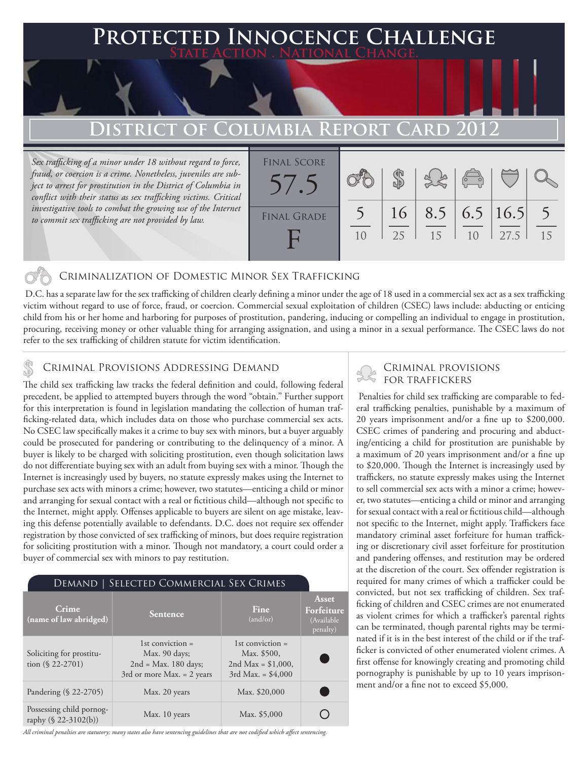# Protected Innocence Challenge

**State Action . National Change.**

## District of Columbia Report Card 2012

*Sex trafficking of a minor under 18 without regard to force, fraud, or coercion is a crime. Nonetheless, juveniles are subject to arrest for prostitution in the District of Columbia in conflict with their status as sex trafficking victims. Critical investigative tools to combat the growing use of the Internet to commit sex trafficking are not provided by law.*

| Final Score | Final Grade | Criminalization of Domestic Minor Sex Trafficking | Criminal Provisions Addressing Demand | Criminal Provisions for Traffickers | | | |
|---|---|---|---|---|---|---|---|
| 57.5 | F | 5/10 | 16/25 | 8.5/15 | 6.5/10 | 16.5/27.5 | 5/15 |

### Criminalization of Domestic Minor Sex Trafficking

D.C. has a separate law for the sex trafficking of children clearly defining a minor under the age of 18 used in a commercial sex act as a sex trafficking victim without regard to use of force, fraud, or coercion. Commercial sexual exploitation of children (CSEC) laws include: abducting or enticing child from his or her home and harboring for purposes of prostitution, pandering, inducing or compelling an individual to engage in prostitution, procuring, receiving money or other valuable thing for arranging assignation, and using a minor in a sexual performance. The CSEC laws do not refer to the sex trafficking of children statute for victim identification.

### Criminal Provisions Addressing Demand

The child sex trafficking law tracks the federal definition and could, following federal precedent, be applied to attempted buyers through the word "obtain." Further support for this interpretation is found in legislation mandating the collection of human trafficking-related data, which includes data on those who purchase commercial sex acts. No CSEC law specifically makes it a crime to buy sex with minors, but a buyer arguably could be prosecuted for pandering or contributing to the delinquency of a minor. A buyer is likely to be charged with soliciting prostitution, even though solicitation laws do not differentiate buying sex with an adult from buying sex with a minor. Though the Internet is increasingly used by buyers, no statute expressly makes using the Internet to purchase sex acts with minors a crime; however, two statutes—enticing a child or minor and arranging for sexual contact with a real or fictitious child—although not specific to the Internet, might apply. Offenses applicable to buyers are silent on age mistake, leaving this defense potentially available to defendants. D.C. does not require sex offender registration by those convicted of sex trafficking of minors, but does require registration for soliciting prostitution with a minor. Though not mandatory, a court could order a buyer of commercial sex with minors to pay restitution.

#### Demand | Selected Commercial Sex Crimes

| Crime (name of law abridged) | Sentence | Fine (and/or) | Asset Forfeiture (Available penalty) |
|---|---|---|---|
| Soliciting for prostitution (§ 22-2701) | 1st conviction = Max. 90 days; 2nd = Max. 180 days; 3rd or more Max. = 2 years | 1st conviction = Max. $500, 2nd Max = $1,000, 3rd Max. = $4,000 | ● |
| Pandering (§ 22-2705) | Max. 20 years | Max. $20,000 | ● |
| Possessing child pornography (§ 22-3102(b)) | Max. 10 years | Max. $5,000 | ○ |

*All criminal penalties are statutory; many states also have sentencing guidelines that are not codified which affect sentencing.*

### Criminal Provisions for Traffickers

Penalties for child sex trafficking are comparable to federal trafficking penalties, punishable by a maximum of 20 years imprisonment and/or a fine up to $200,000. CSEC crimes of pandering and procuring and abducting/enticing a child for prostitution are punishable by a maximum of 20 years imprisonment and/or a fine up to $20,000. Though the Internet is increasingly used by traffickers, no statute expressly makes using the Internet to sell commercial sex acts with a minor a crime; however, two statutes—enticing a child or minor and arranging for sexual contact with a real or fictitious child—although not specific to the Internet, might apply. Traffickers face mandatory criminal asset forfeiture for human trafficking or discretionary civil asset forfeiture for prostitution and pandering offenses, and restitution may be ordered at the discretion of the court. Sex offender registration is required for many crimes of which a trafficker could be convicted, but not sex trafficking of children. Sex trafficking of children and CSEC crimes are not enumerated as violent crimes for which a trafficker's parental rights can be terminated, though parental rights may be terminated if it is in the best interest of the child or if the trafficker is convicted of other enumerated violent crimes. A first offense for knowingly creating and promoting child pornography is punishable by up to 10 years imprisonment and/or a fine not to exceed $5,000.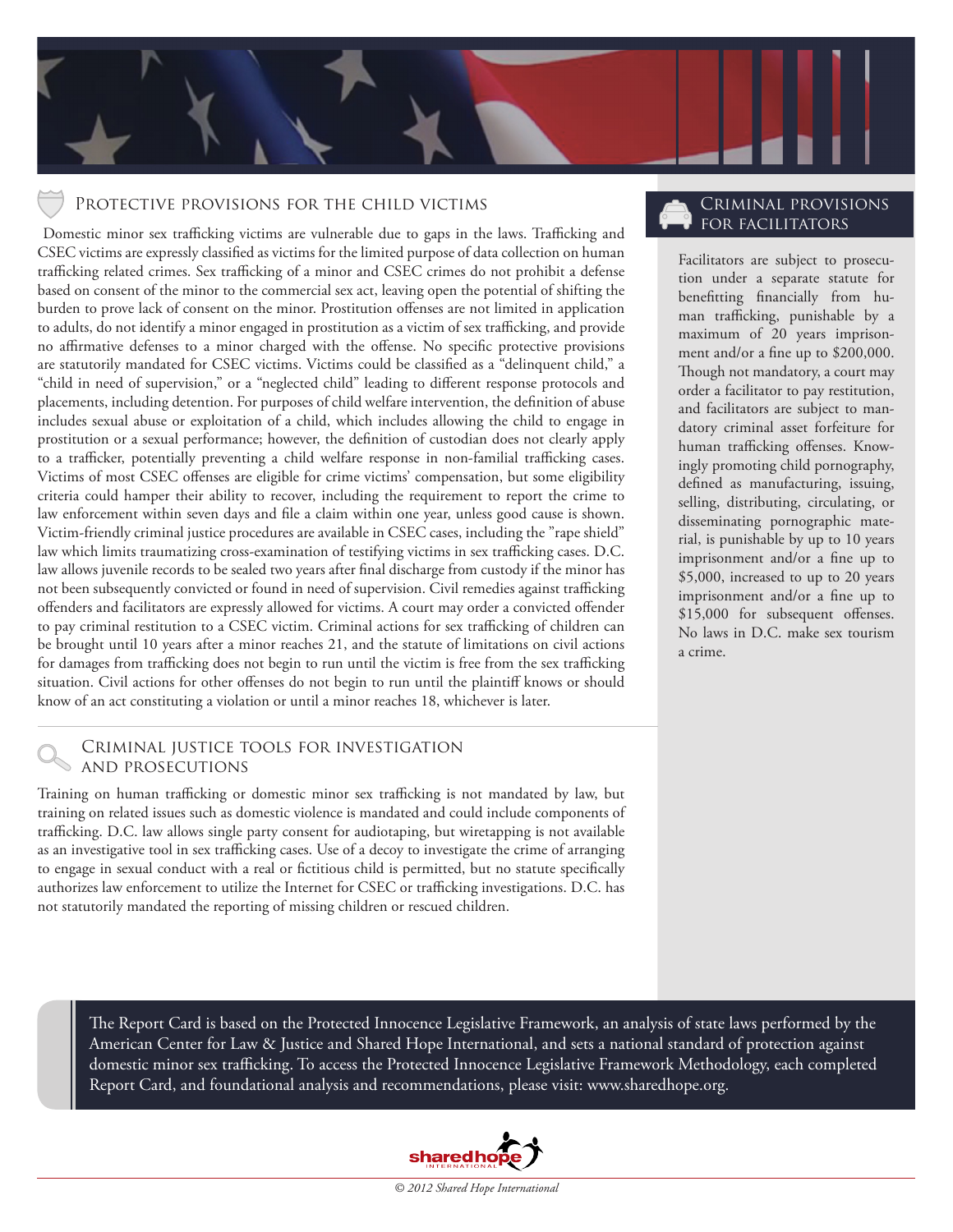## Protective provisions for the child victims

Domestic minor sex trafficking victims are vulnerable due to gaps in the laws. Trafficking and CSEC victims are expressly classified as victims for the limited purpose of data collection on human trafficking related crimes. Sex trafficking of a minor and CSEC crimes do not prohibit a defense based on consent of the minor to the commercial sex act, leaving open the potential of shifting the burden to prove lack of consent on the minor. Prostitution offenses are not limited in application to adults, do not identify a minor engaged in prostitution as a victim of sex trafficking, and provide no affirmative defenses to a minor charged with the offense. No specific protective provisions are statutorily mandated for CSEC victims. Victims could be classified as a "delinquent child," a "child in need of supervision," or a "neglected child" leading to different response protocols and placements, including detention. For purposes of child welfare intervention, the definition of abuse includes sexual abuse or exploitation of a child, which includes allowing the child to engage in prostitution or a sexual performance; however, the definition of custodian does not clearly apply to a trafficker, potentially preventing a child welfare response in non-familial trafficking cases. Victims of most CSEC offenses are eligible for crime victims' compensation, but some eligibility criteria could hamper their ability to recover, including the requirement to report the crime to law enforcement within seven days and file a claim within one year, unless good cause is shown. Victim-friendly criminal justice procedures are available in CSEC cases, including the "rape shield" law which limits traumatizing cross-examination of testifying victims in sex trafficking cases. D.C. law allows juvenile records to be sealed two years after final discharge from custody if the minor has not been subsequently convicted or found in need of supervision. Civil remedies against trafficking offenders and facilitators are expressly allowed for victims. A court may order a convicted offender to pay criminal restitution to a CSEC victim. Criminal actions for sex trafficking of children can be brought until 10 years after a minor reaches 21, and the statute of limitations on civil actions for damages from trafficking does not begin to run until the victim is free from the sex trafficking situation. Civil actions for other offenses do not begin to run until the plaintiff knows or should know of an act constituting a violation or until a minor reaches 18, whichever is later.

## Criminal justice tools for investigation and prosecutions

Training on human trafficking or domestic minor sex trafficking is not mandated by law, but training on related issues such as domestic violence is mandated and could include components of trafficking. D.C. law allows single party consent for audiotaping, but wiretapping is not available as an investigative tool in sex trafficking cases. Use of a decoy to investigate the crime of arranging to engage in sexual conduct with a real or fictitious child is permitted, but no statute specifically authorizes law enforcement to utilize the Internet for CSEC or trafficking investigations. D.C. has not statutorily mandated the reporting of missing children or rescued children.

## Criminal provisions for facilitators

Facilitators are subject to prosecution under a separate statute for benefitting financially from human trafficking, punishable by a maximum of 20 years imprisonment and/or a fine up to $200,000. Though not mandatory, a court may order a facilitator to pay restitution, and facilitators are subject to mandatory criminal asset forfeiture for human trafficking offenses. Knowingly promoting child pornography, defined as manufacturing, issuing, selling, distributing, circulating, or disseminating pornographic material, is punishable by up to 10 years imprisonment and/or a fine up to $5,000, increased to up to 20 years imprisonment and/or a fine up to $15,000 for subsequent offenses. No laws in D.C. make sex tourism a crime.

The Report Card is based on the Protected Innocence Legislative Framework, an analysis of state laws performed by the American Center for Law & Justice and Shared Hope International, and sets a national standard of protection against domestic minor sex trafficking. To access the Protected Innocence Legislative Framework Methodology, each completed Report Card, and foundational analysis and recommendations, please visit: www.sharedhope.org.

sharedhope INTERNATIONAL

*© 2012 Shared Hope International*